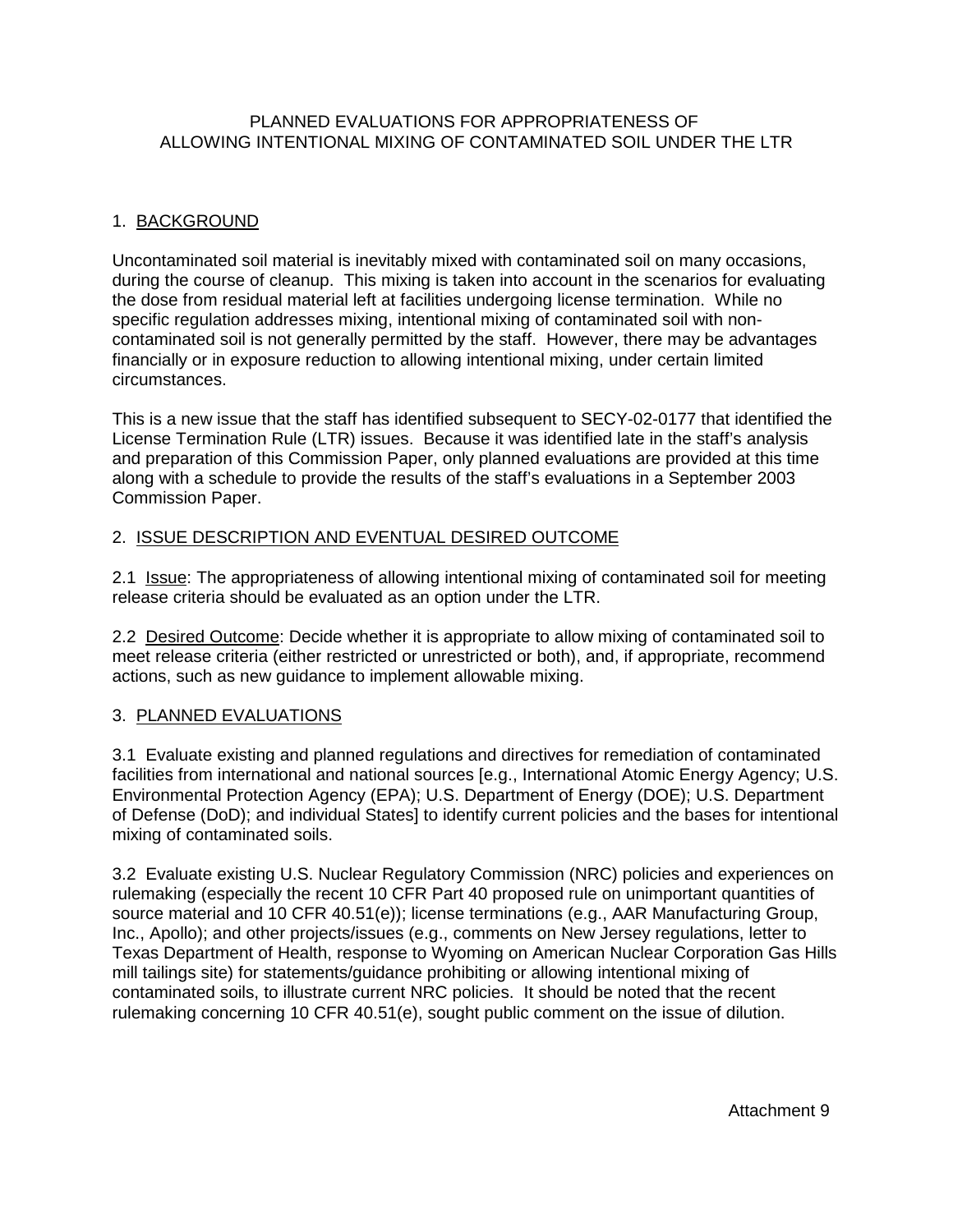# PLANNED EVALUATIONS FOR APPROPRIATENESS OF ALLOWING INTENTIONAL MIXING OF CONTAMINATED SOIL UNDER THE LTR

## 1. BACKGROUND

Uncontaminated soil material is inevitably mixed with contaminated soil on many occasions, during the course of cleanup. This mixing is taken into account in the scenarios for evaluating the dose from residual material left at facilities undergoing license termination. While no specific regulation addresses mixing, intentional mixing of contaminated soil with non-contaminated soil is not generally permitted by the staff. However, there may be advantages financially or in exposure reduction to allowing intentional mixing, under certain limited circumstances.

This is a new issue that the staff has identified subsequent to SECY-02-0177 that identified the License Termination Rule (LTR) issues. Because it was identified late in the staff's analysis and preparation of this Commission Paper, only planned evaluations are provided at this time along with a schedule to provide the results of the staff's evaluations in a September 2003 Commission Paper.

## 2. ISSUE DESCRIPTION AND EVENTUAL DESIRED OUTCOME

2.1 Issue: The appropriateness of allowing intentional mixing of contaminated soil for meeting release criteria should be evaluated as an option under the LTR.

2.2 Desired Outcome: Decide whether it is appropriate to allow mixing of contaminated soil to meet release criteria (either restricted or unrestricted or both), and, if appropriate, recommend actions, such as new guidance to implement allowable mixing.

## 3. PLANNED EVALUATIONS

3.1 Evaluate existing and planned regulations and directives for remediation of contaminated facilities from international and national sources [e.g., International Atomic Energy Agency; U.S. Environmental Protection Agency (EPA); U.S. Department of Energy (DOE); U.S. Department of Defense (DoD); and individual States] to identify current policies and the bases for intentional mixing of contaminated soils.

3.2 Evaluate existing U.S. Nuclear Regulatory Commission (NRC) policies and experiences on rulemaking (especially the recent 10 CFR Part 40 proposed rule on unimportant quantities of source material and 10 CFR 40.51(e)); license terminations (e.g., AAR Manufacturing Group, Inc., Apollo); and other projects/issues (e.g., comments on New Jersey regulations, letter to Texas Department of Health, response to Wyoming on American Nuclear Corporation Gas Hills mill tailings site) for statements/guidance prohibiting or allowing intentional mixing of contaminated soils, to illustrate current NRC policies. It should be noted that the recent rulemaking concerning 10 CFR 40.51(e), sought public comment on the issue of dilution.

Attachment 9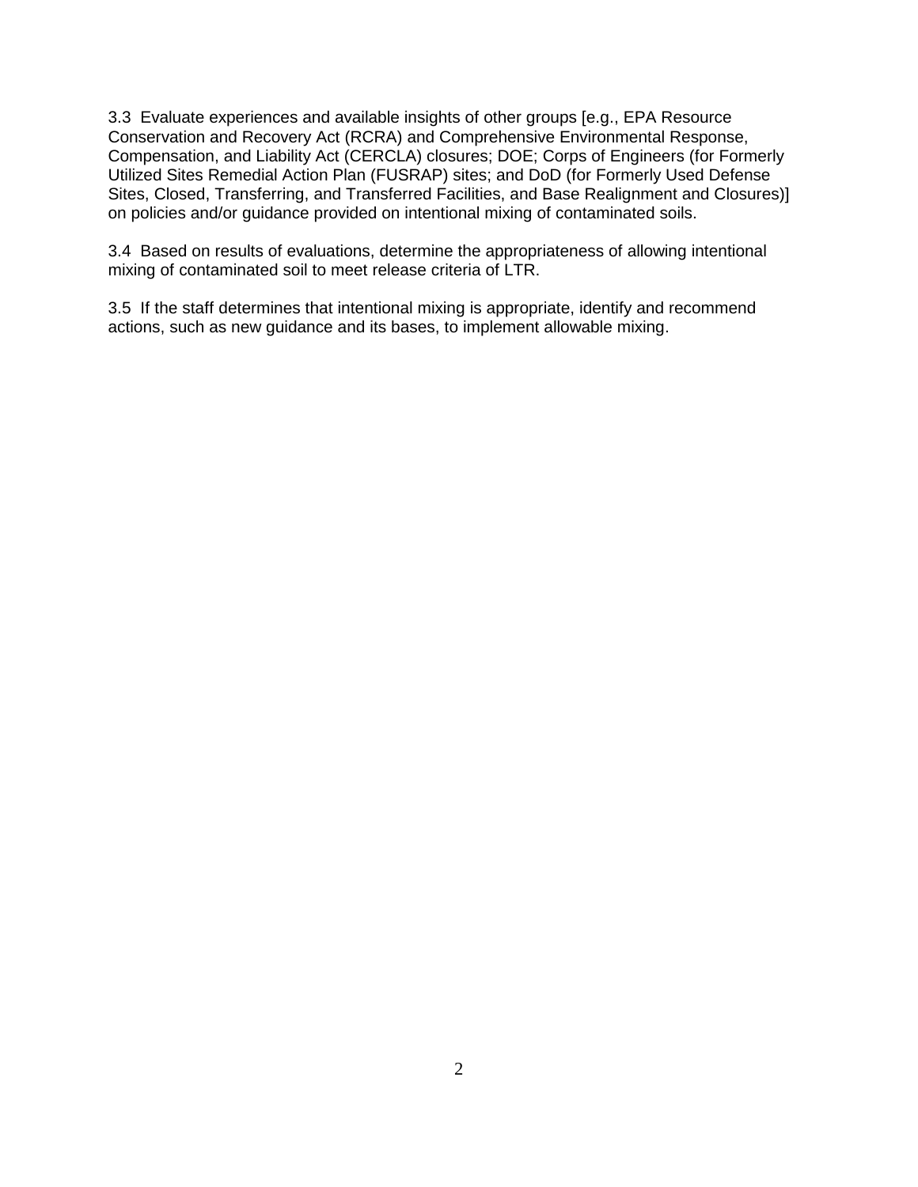3.3 Evaluate experiences and available insights of other groups [e.g., EPA Resource Conservation and Recovery Act (RCRA) and Comprehensive Environmental Response, Compensation, and Liability Act (CERCLA) closures; DOE; Corps of Engineers (for Formerly Utilized Sites Remedial Action Plan (FUSRAP) sites; and DoD (for Formerly Used Defense Sites, Closed, Transferring, and Transferred Facilities, and Base Realignment and Closures)] on policies and/or guidance provided on intentional mixing of contaminated soils.

3.4 Based on results of evaluations, determine the appropriateness of allowing intentional mixing of contaminated soil to meet release criteria of LTR.

3.5 If the staff determines that intentional mixing is appropriate, identify and recommend actions, such as new guidance and its bases, to implement allowable mixing.